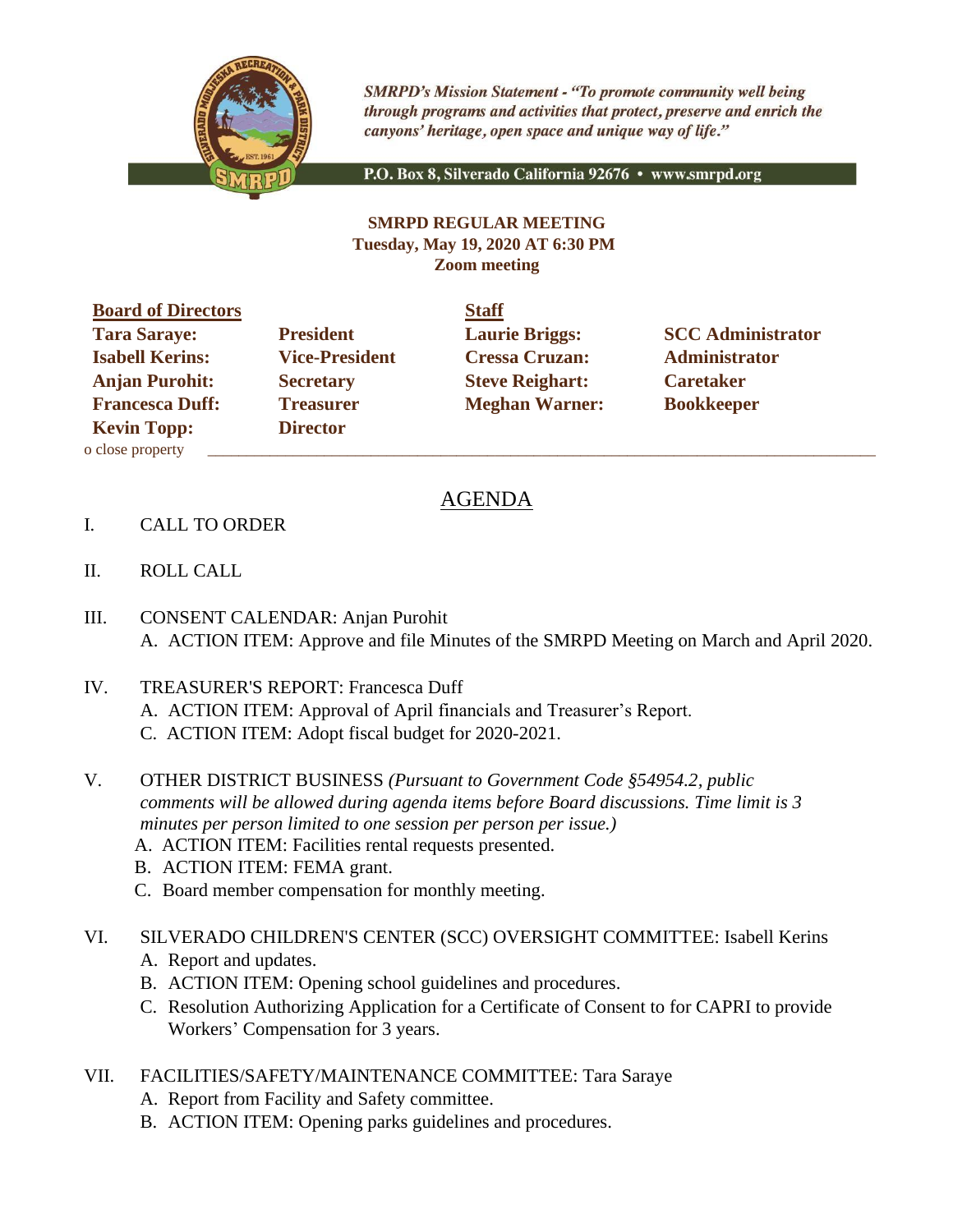*SMRPD's Mission Statement - "To promote community well being through programs and activities that protect, preserve and enrich the canyons' heritage, open space and unique way of life."*

P.O. Box 8, Silverado California 92676 • www.smrpd.org

**SMRPD REGULAR MEETING**
**Tuesday, May 19, 2020 AT 6:30 PM**
**Zoom meeting**

| **Board of Directors** | | **Staff** | |
|---|---|---|---|
| **Tara Saraye:** | **President** | **Laurie Briggs:** | **SCC Administrator** |
| **Isabell Kerins:** | **Vice-President** | **Cressa Cruzan:** | **Administrator** |
| **Anjan Purohit:** | **Secretary** | **Steve Reighart:** | **Caretaker** |
| **Francesca Duff:** | **Treasurer** | **Meghan Warner:** | **Bookkeeper** |
| **Kevin Topp:** | **Director** | | |

o close property

# AGENDA

I. CALL TO ORDER

II. ROLL CALL

III. CONSENT CALENDAR: Anjan Purohit
   A. ACTION ITEM: Approve and file Minutes of the SMRPD Meeting on March and April 2020.

IV. TREASURER'S REPORT: Francesca Duff
   A. ACTION ITEM: Approval of April financials and Treasurer's Report.
   C. ACTION ITEM: Adopt fiscal budget for 2020-2021.

V. OTHER DISTRICT BUSINESS *(Pursuant to Government Code §54954.2, public comments will be allowed during agenda items before Board discussions. Time limit is 3 minutes per person limited to one session per person per issue.)*
   A. ACTION ITEM: Facilities rental requests presented.
   B. ACTION ITEM: FEMA grant.
   C. Board member compensation for monthly meeting.

VI. SILVERADO CHILDREN'S CENTER (SCC) OVERSIGHT COMMITTEE: Isabell Kerins
   A. Report and updates.
   B. ACTION ITEM: Opening school guidelines and procedures.
   C. Resolution Authorizing Application for a Certificate of Consent to for CAPRI to provide Workers' Compensation for 3 years.

VII. FACILITIES/SAFETY/MAINTENANCE COMMITTEE: Tara Saraye
   A. Report from Facility and Safety committee.
   B. ACTION ITEM: Opening parks guidelines and procedures.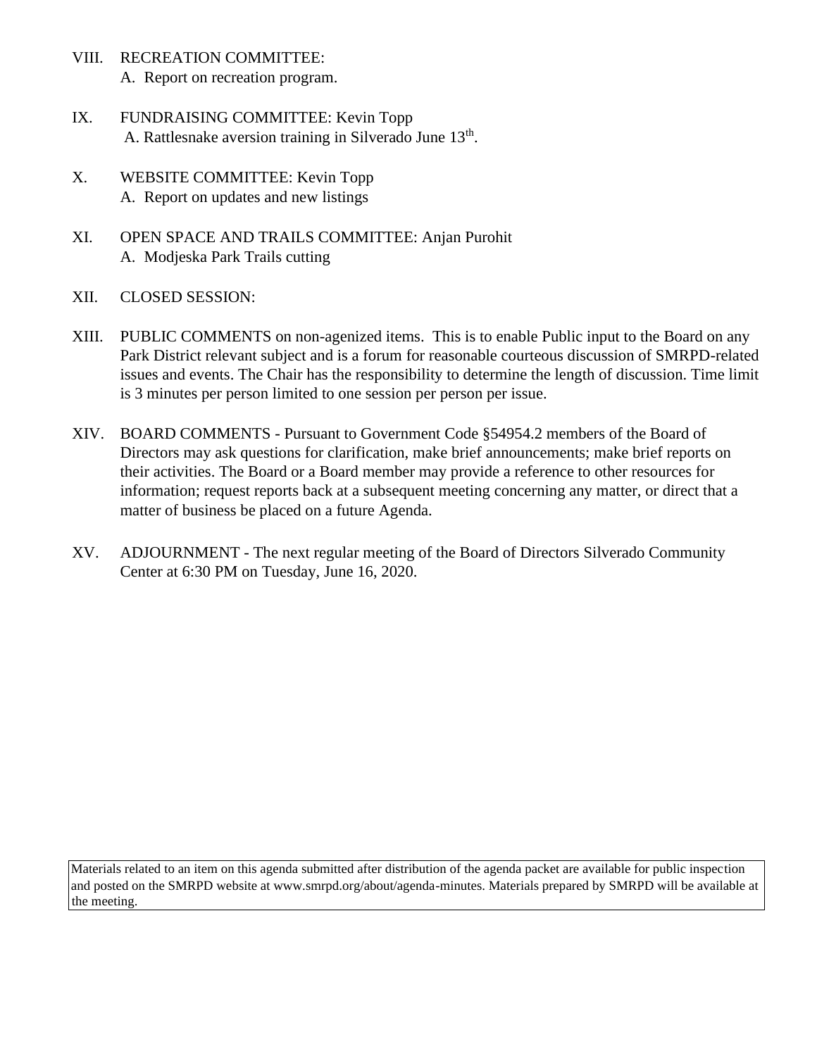VIII. RECREATION COMMITTEE:
   A. Report on recreation program.

IX. FUNDRAISING COMMITTEE: Kevin Topp
   A. Rattlesnake aversion training in Silverado June 13th.

X. WEBSITE COMMITTEE: Kevin Topp
   A. Report on updates and new listings

XI. OPEN SPACE AND TRAILS COMMITTEE: Anjan Purohit
   A. Modjeska Park Trails cutting

XII. CLOSED SESSION:

XIII. PUBLIC COMMENTS on non-agenized items. This is to enable Public input to the Board on any Park District relevant subject and is a forum for reasonable courteous discussion of SMRPD-related issues and events. The Chair has the responsibility to determine the length of discussion. Time limit is 3 minutes per person limited to one session per person per issue.

XIV. BOARD COMMENTS - Pursuant to Government Code §54954.2 members of the Board of Directors may ask questions for clarification, make brief announcements; make brief reports on their activities. The Board or a Board member may provide a reference to other resources for information; request reports back at a subsequent meeting concerning any matter, or direct that a matter of business be placed on a future Agenda.

XV. ADJOURNMENT - The next regular meeting of the Board of Directors Silverado Community Center at 6:30 PM on Tuesday, June 16, 2020.

Materials related to an item on this agenda submitted after distribution of the agenda packet are available for public inspection and posted on the SMRPD website at www.smrpd.org/about/agenda-minutes. Materials prepared by SMRPD will be available at the meeting.